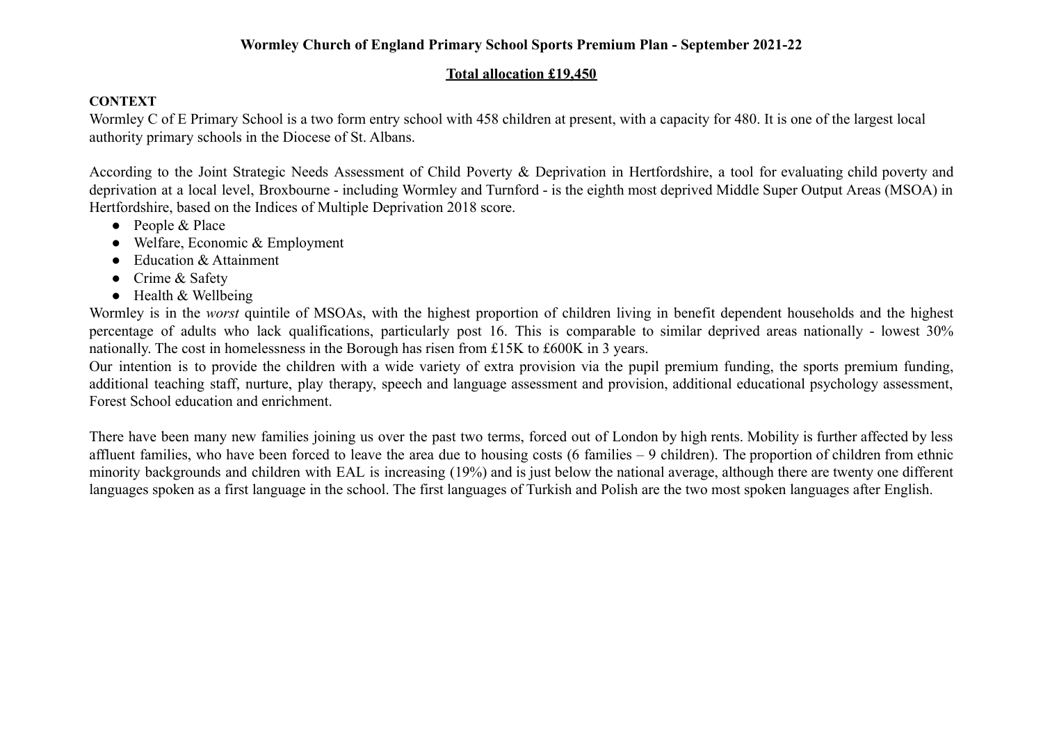# Wormley Church of England Primary School Sports Premium Plan - September 2021-22

## Total allocation £19,450

**CONTEXT**

Wormley C of E Primary School is a two form entry school with 458 children at present, with a capacity for 480. It is one of the largest local authority primary schools in the Diocese of St. Albans.

According to the Joint Strategic Needs Assessment of Child Poverty & Deprivation in Hertfordshire, a tool for evaluating child poverty and deprivation at a local level, Broxbourne - including Wormley and Turnford - is the eighth most deprived Middle Super Output Areas (MSOA) in Hertfordshire, based on the Indices of Multiple Deprivation 2018 score.

- People & Place
- Welfare, Economic & Employment
- Education & Attainment
- Crime & Safety
- Health & Wellbeing

Wormley is in the *worst* quintile of MSOAs, with the highest proportion of children living in benefit dependent households and the highest percentage of adults who lack qualifications, particularly post 16. This is comparable to similar deprived areas nationally - lowest 30% nationally. The cost in homelessness in the Borough has risen from £15K to £600K in 3 years.

Our intention is to provide the children with a wide variety of extra provision via the pupil premium funding, the sports premium funding, additional teaching staff, nurture, play therapy, speech and language assessment and provision, additional educational psychology assessment, Forest School education and enrichment.

There have been many new families joining us over the past two terms, forced out of London by high rents. Mobility is further affected by less affluent families, who have been forced to leave the area due to housing costs (6 families – 9 children). The proportion of children from ethnic minority backgrounds and children with EAL is increasing (19%) and is just below the national average, although there are twenty one different languages spoken as a first language in the school. The first languages of Turkish and Polish are the two most spoken languages after English.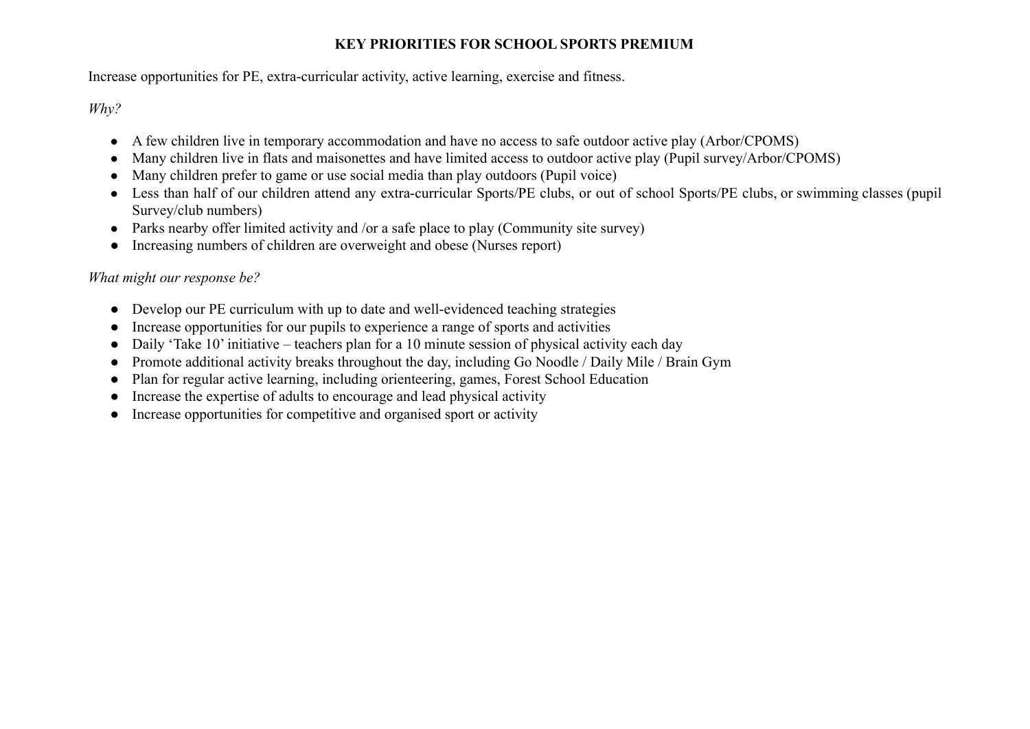# KEY PRIORITIES FOR SCHOOL SPORTS PREMIUM

Increase opportunities for PE, extra-curricular activity, active learning, exercise and fitness.

*Why?*

- A few children live in temporary accommodation and have no access to safe outdoor active play (Arbor/CPOMS)
- Many children live in flats and maisonettes and have limited access to outdoor active play (Pupil survey/Arbor/CPOMS)
- Many children prefer to game or use social media than play outdoors (Pupil voice)
- Less than half of our children attend any extra-curricular Sports/PE clubs, or out of school Sports/PE clubs, or swimming classes (pupil Survey/club numbers)
- Parks nearby offer limited activity and /or a safe place to play (Community site survey)
- Increasing numbers of children are overweight and obese (Nurses report)

*What might our response be?*

- Develop our PE curriculum with up to date and well-evidenced teaching strategies
- Increase opportunities for our pupils to experience a range of sports and activities
- Daily 'Take 10' initiative – teachers plan for a 10 minute session of physical activity each day
- Promote additional activity breaks throughout the day, including Go Noodle / Daily Mile / Brain Gym
- Plan for regular active learning, including orienteering, games, Forest School Education
- Increase the expertise of adults to encourage and lead physical activity
- Increase opportunities for competitive and organised sport or activity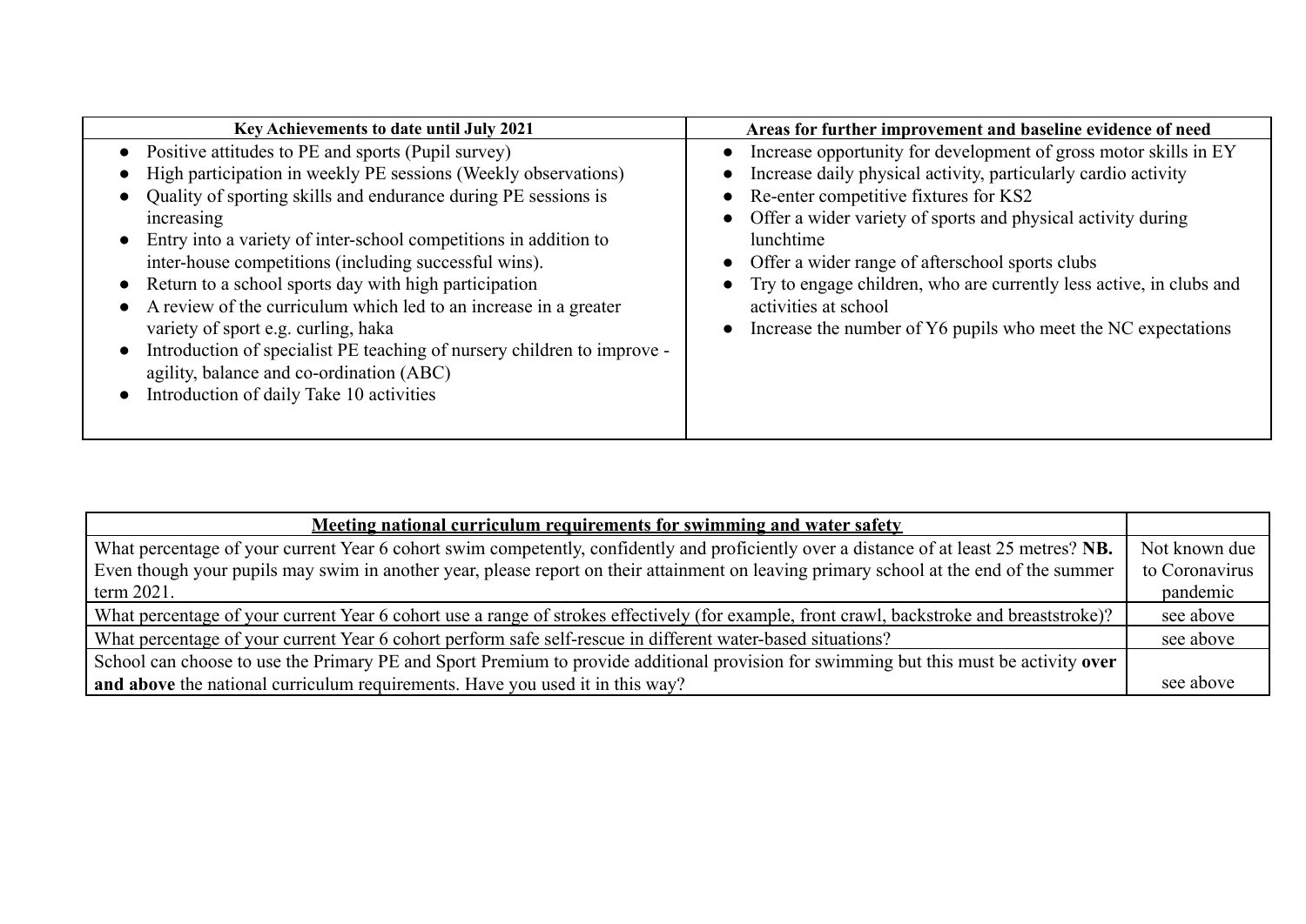| Key Achievements to date until July 2021 | Areas for further improvement and baseline evidence of need |
|---|---|
| • Positive attitudes to PE and sports (Pupil survey)<br>• High participation in weekly PE sessions (Weekly observations)<br>• Quality of sporting skills and endurance during PE sessions is increasing<br>• Entry into a variety of inter-school competitions in addition to inter-house competitions (including successful wins).<br>• Return to a school sports day with high participation<br>• A review of the curriculum which led to an increase in a greater variety of sport e.g. curling, haka<br>• Introduction of specialist PE teaching of nursery children to improve - agility, balance and co-ordination (ABC)<br>• Introduction of daily Take 10 activities | • Increase opportunity for development of gross motor skills in EY<br>• Increase daily physical activity, particularly cardio activity<br>• Re-enter competitive fixtures for KS2<br>• Offer a wider variety of sports and physical activity during lunchtime<br>• Offer a wider range of afterschool sports clubs<br>• Try to engage children, who are currently less active, in clubs and activities at school<br>• Increase the number of Y6 pupils who meet the NC expectations |

| **Meeting national curriculum requirements for swimming and water safety** | |
|---|---|
| What percentage of your current Year 6 cohort swim competently, confidently and proficiently over a distance of at least 25 metres? **NB.** Even though your pupils may swim in another year, please report on their attainment on leaving primary school at the end of the summer term 2021. | Not known due to Coronavirus pandemic |
| What percentage of your current Year 6 cohort use a range of strokes effectively (for example, front crawl, backstroke and breaststroke)? | see above |
| What percentage of your current Year 6 cohort perform safe self-rescue in different water-based situations? | see above |
| School can choose to use the Primary PE and Sport Premium to provide additional provision for swimming but this must be activity **over and above** the national curriculum requirements. Have you used it in this way? | see above |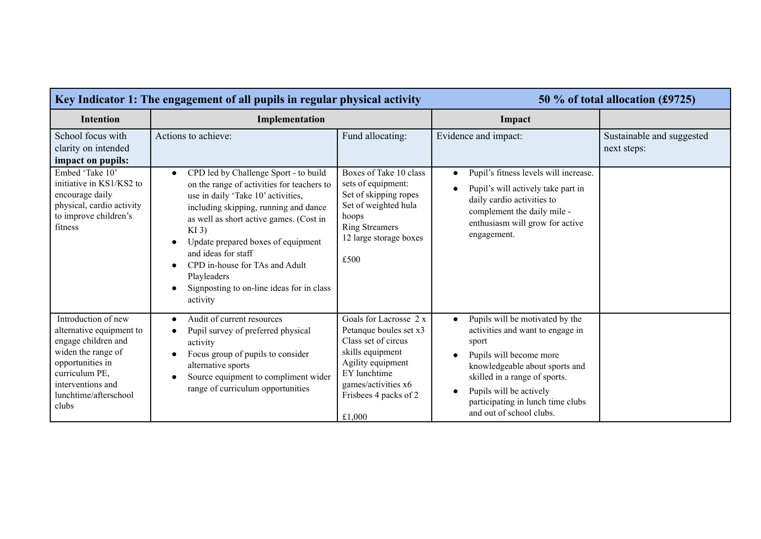| Key Indicator 1: The engagement of all pupils in regular physical activity | | | 50 % of total allocation (£9725) | |
|---|---|---|---|---|
| **Intention** | **Implementation** | | **Impact** | |
| School focus with clarity on intended **impact on pupils:** | Actions to achieve: | Fund allocating: | Evidence and impact: | Sustainable and suggested next steps: |
| Embed 'Take 10' initiative in KS1/KS2 to encourage daily physical, cardio activity to improve children's fitness | • CPD led by Challenge Sport - to build on the range of activities for teachers to use in daily 'Take 10' activities, including skipping, running and dance as well as short active games. (Cost in KI 3)<br>• Update prepared boxes of equipment and ideas for staff<br>• CPD in-house for TAs and Adult Playleaders<br>• Signposting to on-line ideas for in class activity | Boxes of Take 10 class sets of equipment:<br>Set of skipping ropes<br>Set of weighted hula hoops<br>Ring Streamers<br>12 large storage boxes<br><br>£500 | • Pupil's fitness levels will increase.<br>• Pupil's will actively take part in daily cardio activities to complement the daily mile - enthusiasm will grow for active engagement. | |
| Introduction of new alternative equipment to engage children and widen the range of opportunities in curriculum PE, interventions and lunchtime/afterschool clubs | • Audit of current resources<br>• Pupil survey of preferred physical activity<br>• Focus group of pupils to consider alternative sports<br>• Source equipment to compliment wider range of curriculum opportunities | Goals for Lacrosse 2 x<br>Petanque boules set x3<br>Class set of circus skills equipment<br>Agility equipment<br>EY lunchtime games/activities x6<br>Frisbees 4 packs of 2<br><br>£1,000 | • Pupils will be motivated by the activities and want to engage in sport<br>• Pupils will become more knowledgeable about sports and skilled in a range of sports.<br>• Pupils will be actively participating in lunch time clubs and out of school clubs. | |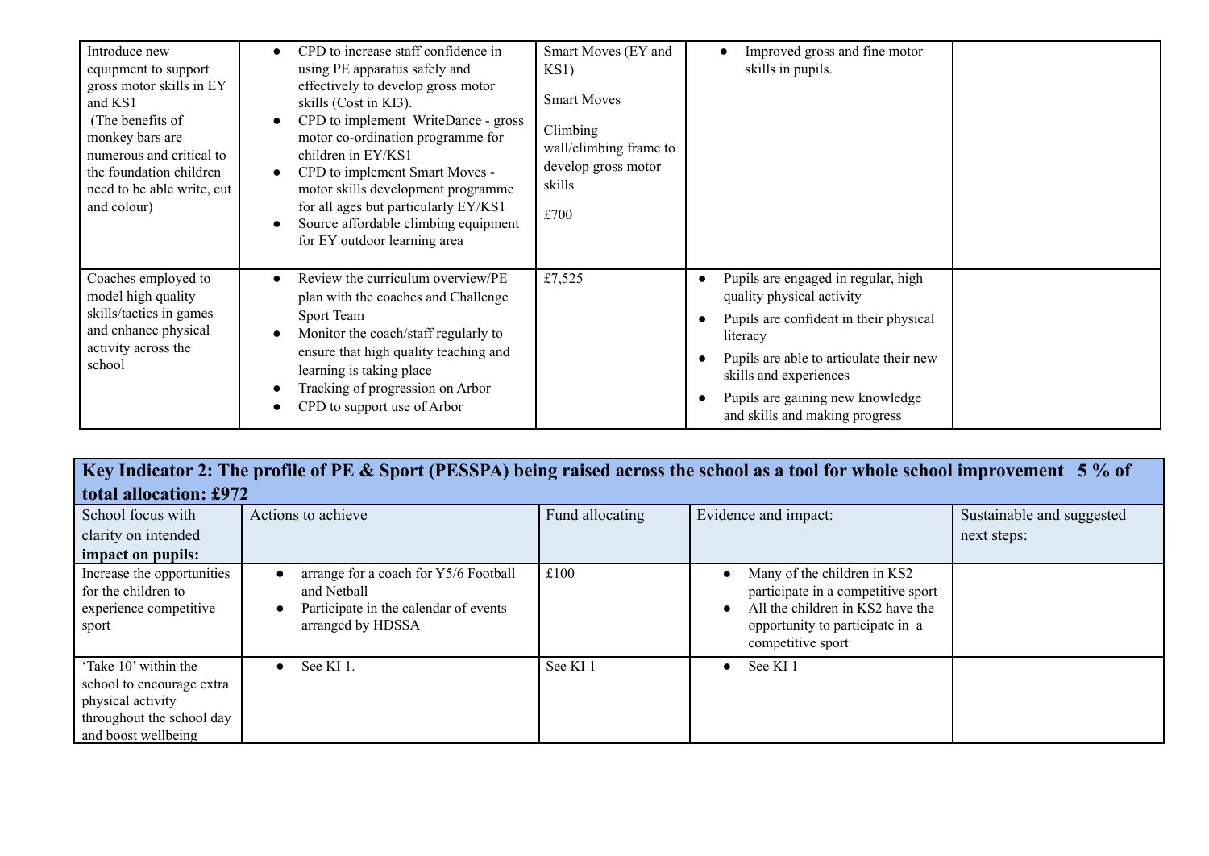| | | | | |
|---|---|---|---|---|
| Introduce new equipment to support gross motor skills in EY and KS1 (The benefits of monkey bars are numerous and critical to the foundation children need to be able write, cut and colour) | • CPD to increase staff confidence in using PE apparatus safely and effectively to develop gross motor skills (Cost in KI3).<br>• CPD to implement WriteDance - gross motor co-ordination programme for children in EY/KS1<br>• CPD to implement Smart Moves - motor skills development programme for all ages but particularly EY/KS1<br>• Source affordable climbing equipment for EY outdoor learning area | Smart Moves (EY and KS1)<br><br>Smart Moves<br><br>Climbing wall/climbing frame to develop gross motor skills<br><br>£700 | • Improved gross and fine motor skills in pupils. | |
| Coaches employed to model high quality skills/tactics in games and enhance physical activity across the school | • Review the curriculum overview/PE plan with the coaches and Challenge Sport Team<br>• Monitor the coach/staff regularly to ensure that high quality teaching and learning is taking place<br>• Tracking of progression on Arbor<br>• CPD to support use of Arbor | £7,525 | • Pupils are engaged in regular, high quality physical activity<br>• Pupils are confident in their physical literacy<br>• Pupils are able to articulate their new skills and experiences<br>• Pupils are gaining new knowledge and skills and making progress | |

| **Key Indicator 2: The profile of PE & Sport (PESSPA) being raised across the school as a tool for whole school improvement 5 % of total allocation: £972** | | | | |
|---|---|---|---|---|
| School focus with clarity on intended **impact on pupils:** | Actions to achieve | Fund allocating | Evidence and impact: | Sustainable and suggested next steps: |
| Increase the opportunities for the children to experience competitive sport | • arrange for a coach for Y5/6 Football and Netball<br>• Participate in the calendar of events arranged by HDSSA | £100 | • Many of the children in KS2 participate in a competitive sport<br>• All the children in KS2 have the opportunity to participate in a competitive sport | |
| 'Take 10' within the school to encourage extra physical activity throughout the school day and boost wellbeing | • See KI 1. | See KI 1 | • See KI 1 | |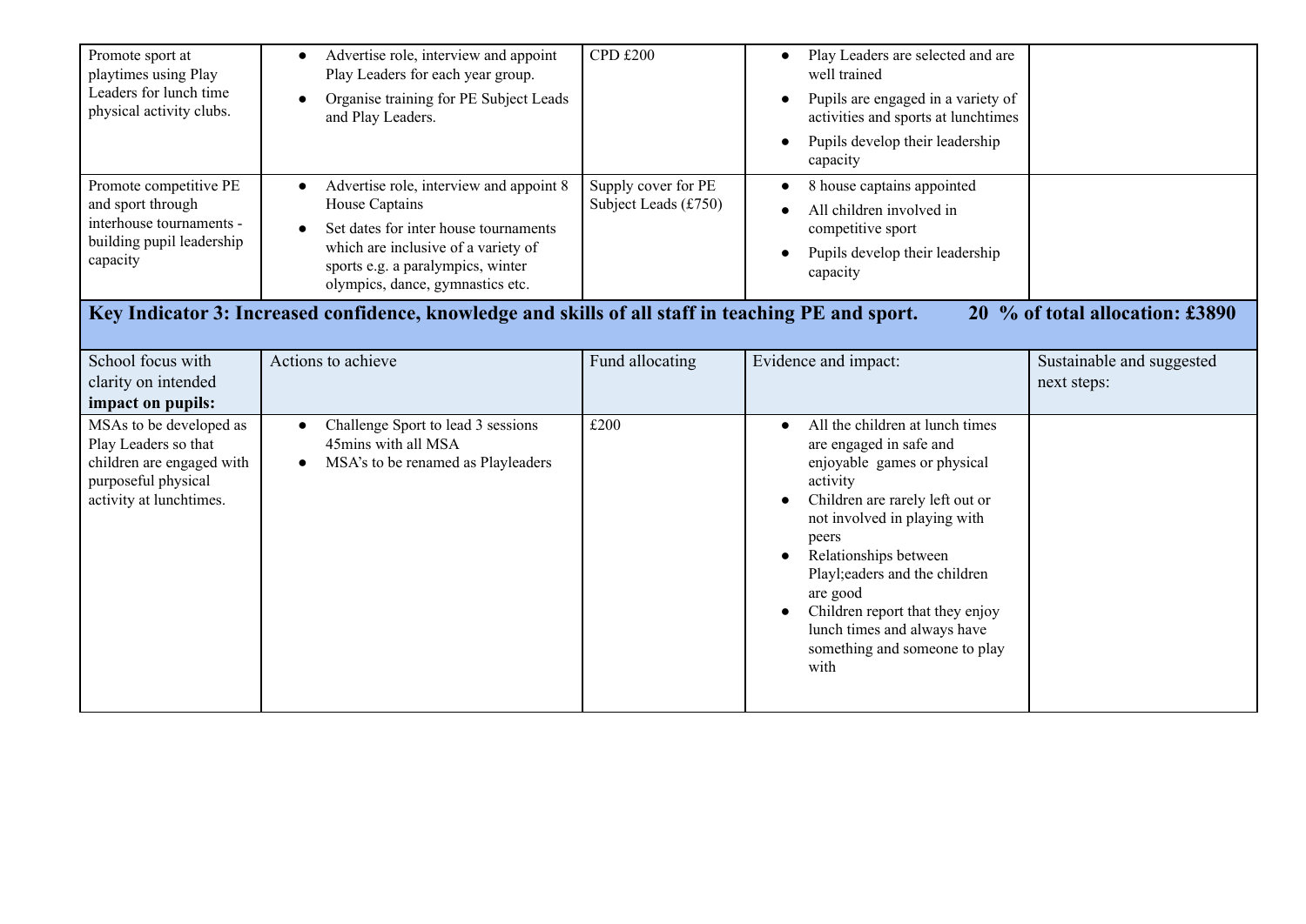| | | | | |
|---|---|---|---|---|
| Promote sport at playtimes using Play Leaders for lunch time physical activity clubs. | • Advertise role, interview and appoint Play Leaders for each year group.<br>• Organise training for PE Subject Leads and Play Leaders. | CPD £200 | • Play Leaders are selected and are well trained<br>• Pupils are engaged in a variety of activities and sports at lunchtimes<br>• Pupils develop their leadership capacity | |
| Promote competitive PE and sport through interhouse tournaments - building pupil leadership capacity | • Advertise role, interview and appoint 8 House Captains<br>• Set dates for inter house tournaments which are inclusive of a variety of sports e.g. a paralympics, winter olympics, dance, gymnastics etc. | Supply cover for PE Subject Leads (£750) | • 8 house captains appointed<br>• All children involved in competitive sport<br>• Pupils develop their leadership capacity | |

## Key Indicator 3: Increased confidence, knowledge and skills of all staff in teaching PE and sport. 20 % of total allocation: £3890

| School focus with clarity on intended **impact on pupils:** | Actions to achieve | Fund allocating | Evidence and impact: | Sustainable and suggested next steps: |
|---|---|---|---|---|
| MSAs to be developed as Play Leaders so that children are engaged with purposeful physical activity at lunchtimes. | • Challenge Sport to lead 3 sessions 45mins with all MSA<br>• MSA's to be renamed as Playleaders | £200 | • All the children at lunch times are engaged in safe and enjoyable games or physical activity<br>• Children are rarely left out or not involved in playing with peers<br>• Relationships between Playl;eaders and the children are good<br>• Children report that they enjoy lunch times and always have something and someone to play with | |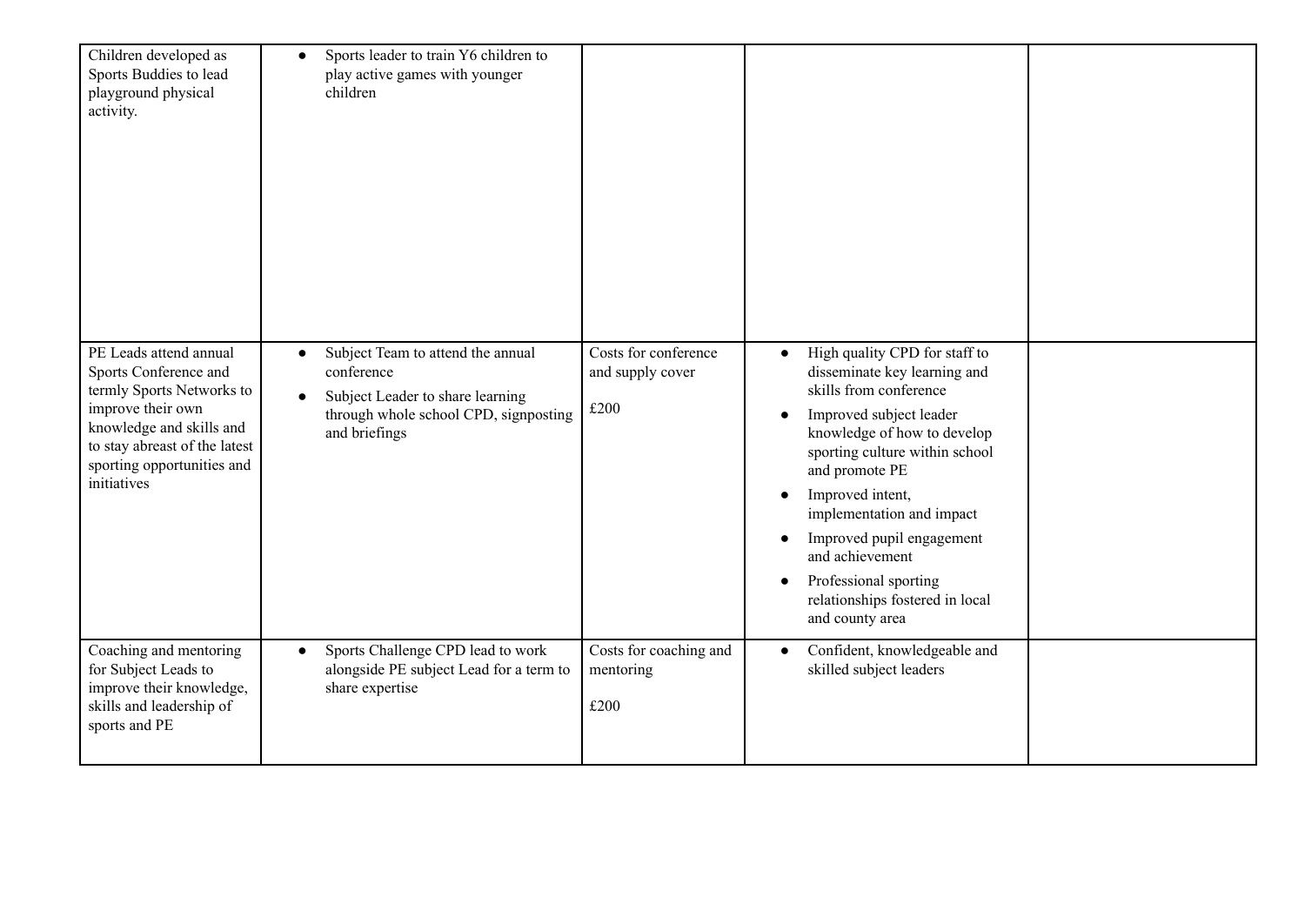| | | | | |
|---|---|---|---|---|
| Children developed as Sports Buddies to lead playground physical activity. | • Sports leader to train Y6 children to play active games with younger children | | | |
| PE Leads attend annual Sports Conference and termly Sports Networks to improve their own knowledge and skills and to stay abreast of the latest sporting opportunities and initiatives | • Subject Team to attend the annual conference<br>• Subject Leader to share learning through whole school CPD, signposting and briefings | Costs for conference and supply cover<br><br>£200 | • High quality CPD for staff to disseminate key learning and skills from conference<br>• Improved subject leader knowledge of how to develop sporting culture within school and promote PE<br>• Improved intent, implementation and impact<br>• Improved pupil engagement and achievement<br>• Professional sporting relationships fostered in local and county area | |
| Coaching and mentoring for Subject Leads to improve their knowledge, skills and leadership of sports and PE | • Sports Challenge CPD lead to work alongside PE subject Lead for a term to share expertise | Costs for coaching and mentoring<br><br>£200 | • Confident, knowledgeable and skilled subject leaders | |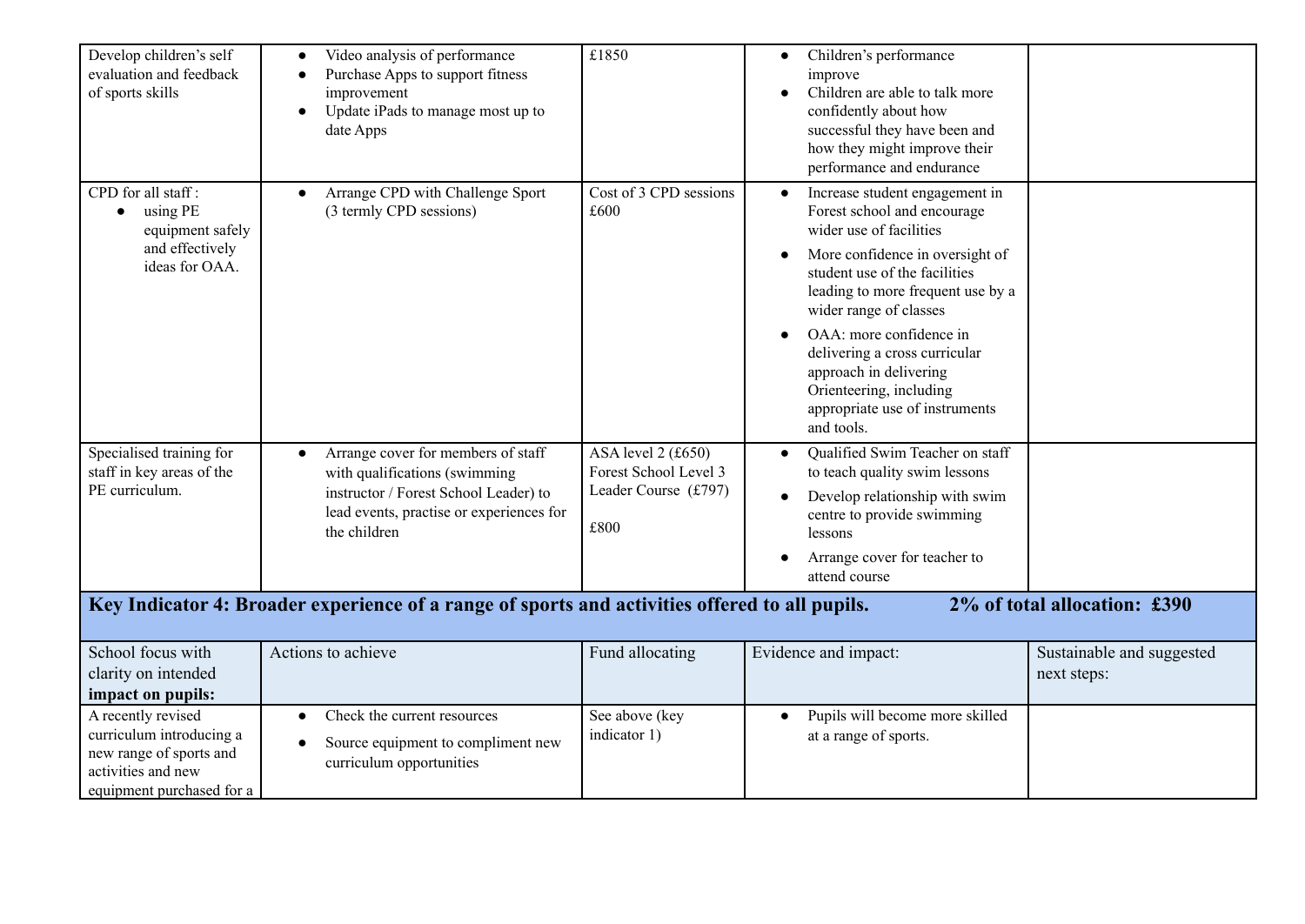| Develop children's self evaluation and feedback of sports skills | • Video analysis of performance<br>• Purchase Apps to support fitness improvement<br>• Update iPads to manage most up to date Apps | £1850 | • Children's performance improve<br>• Children are able to talk more confidently about how successful they have been and how they might improve their performance and endurance | |
|---|---|---|---|---|
| CPD for all staff :<br>• using PE equipment safely and effectively ideas for OAA. | • Arrange CPD with Challenge Sport (3 termly CPD sessions) | Cost of 3 CPD sessions £600 | • Increase student engagement in Forest school and encourage wider use of facilities<br>• More confidence in oversight of student use of the facilities leading to more frequent use by a wider range of classes<br>• OAA: more confidence in delivering a cross curricular approach in delivering Orienteering, including appropriate use of instruments and tools. | |
| Specialised training for staff in key areas of the PE curriculum. | • Arrange cover for members of staff with qualifications (swimming instructor / Forest School Leader) to lead events, practise or experiences for the children | ASA level 2 (£650)<br>Forest School Level 3 Leader Course (£797)<br><br>£800 | • Qualified Swim Teacher on staff to teach quality swim lessons<br>• Develop relationship with swim centre to provide swimming lessons<br>• Arrange cover for teacher to attend course | |

| **Key Indicator 4: Broader experience of a range of sports and activities offered to all pupils.** | | | | **2% of total allocation: £390** |
|---|---|---|---|---|
| School focus with clarity on intended **impact on pupils:** | Actions to achieve | Fund allocating | Evidence and impact: | Sustainable and suggested next steps: |
| A recently revised curriculum introducing a new range of sports and activities and new equipment purchased for a | • Check the current resources<br>• Source equipment to compliment new curriculum opportunities | See above (key indicator 1) | • Pupils will become more skilled at a range of sports. | |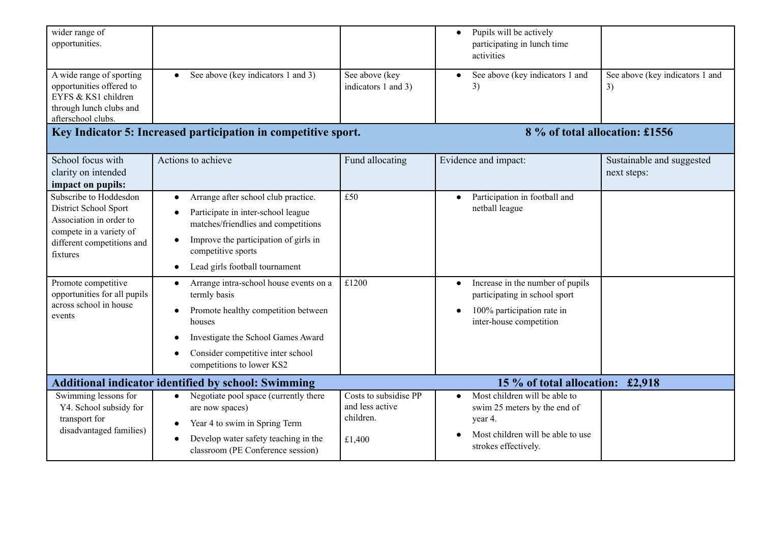| | | | | |
|---|---|---|---|---|
| wider range of opportunities. | | | • Pupils will be actively participating in lunch time activities | |
| A wide range of sporting opportunities offered to EYFS & KS1 children through lunch clubs and afterschool clubs. | • See above (key indicators 1 and 3) | See above (key indicators 1 and 3) | • See above (key indicators 1 and 3) | See above (key indicators 1 and 3) |

## Key Indicator 5: Increased participation in competitive sport. 8 % of total allocation: £1556

| School focus with clarity on intended **impact on pupils:** | Actions to achieve | Fund allocating | Evidence and impact: | Sustainable and suggested next steps: |
|---|---|---|---|---|
| Subscribe to Hoddesdon District School Sport Association in order to compete in a variety of different competitions and fixtures | • Arrange after school club practice.<br>• Participate in inter-school league matches/friendlies and competitions<br>• Improve the participation of girls in competitive sports<br>• Lead girls football tournament | £50 | • Participation in football and netball league | |
| Promote competitive opportunities for all pupils across school in house events | • Arrange intra-school house events on a termly basis<br>• Promote healthy competition between houses<br>• Investigate the School Games Award<br>• Consider competitive inter school competitions to lower KS2 | £1200 | • Increase in the number of pupils participating in school sport<br>• 100% participation rate in inter-house competition | |

## Additional indicator identified by school: Swimming 15 % of total allocation: £2,918

| | | | | |
|---|---|---|---|---|
| Swimming lessons for Y4. School subsidy for transport for disadvantaged families) | • Negotiate pool space (currently there are now spaces)<br>• Year 4 to swim in Spring Term<br>• Develop water safety teaching in the classroom (PE Conference session) | Costs to subsidise PP and less active children.<br><br>£1,400 | • Most children will be able to swim 25 meters by the end of year 4.<br>• Most children will be able to use strokes effectively. | |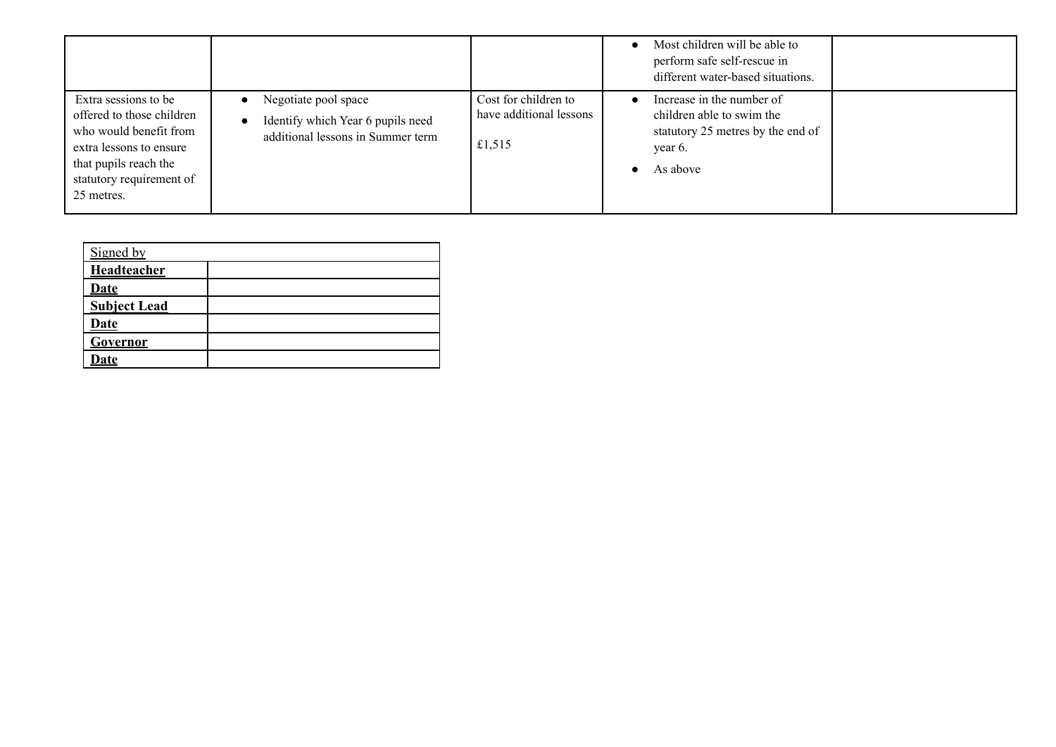| | | | | |
|---|---|---|---|---|
| | | | • Most children will be able to perform safe self-rescue in different water-based situations. | |
| Extra sessions to be offered to those children who would benefit from extra lessons to ensure that pupils reach the statutory requirement of 25 metres. | • Negotiate pool space<br>• Identify which Year 6 pupils need additional lessons in Summer term | Cost for children to have additional lessons<br><br>£1,515 | • Increase in the number of children able to swim the statutory 25 metres by the end of year 6.<br>• As above | |

| Signed by | |
|---|---|
| **Headteacher** | |
| **Date** | |
| **Subject Lead** | |
| **Date** | |
| **Governor** | |
| **Date** | |